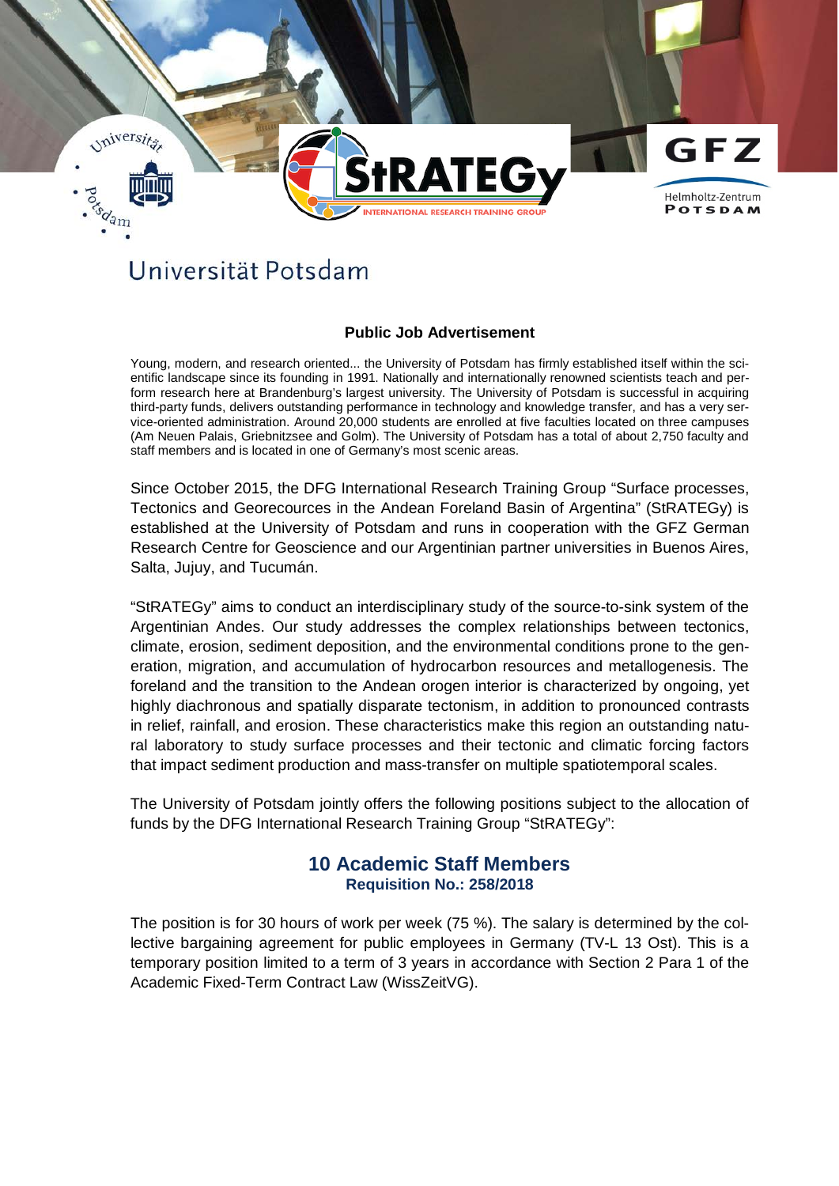# Universität Potsdam

**Public Job Advertisement**

Young, modern, and research oriented... the University of Potsdam has firmly established itself within the scientific landscape since its founding in 1991. Nationally and internationally renowned scientists teach and perform research here at Brandenburg's largest university. The University of Potsdam is successful in acquiring third-party funds, delivers outstanding performance in technology and knowledge transfer, and has a very service-oriented administration. Around 20,000 students are enrolled at five faculties located on three campuses (Am Neuen Palais, Griebnitzsee and Golm). The University of Potsdam has a total of about 2,750 faculty and staff members and is located in one of Germany's most scenic areas.

Since October 2015, the DFG International Research Training Group "Surface processes, Tectonics and Georecources in the Andean Foreland Basin of Argentina" (StRATEGy) is established at the University of Potsdam and runs in cooperation with the GFZ German Research Centre for Geoscience and our Argentinian partner universities in Buenos Aires, Salta, Jujuy, and Tucumán.

"StRATEGy" aims to conduct an interdisciplinary study of the source-to-sink system of the Argentinian Andes. Our study addresses the complex relationships between tectonics, climate, erosion, sediment deposition, and the environmental conditions prone to the generation, migration, and accumulation of hydrocarbon resources and metallogenesis. The foreland and the transition to the Andean orogen interior is characterized by ongoing, yet highly diachronous and spatially disparate tectonism, in addition to pronounced contrasts in relief, rainfall, and erosion. These characteristics make this region an outstanding natural laboratory to study surface processes and their tectonic and climatic forcing factors that impact sediment production and mass-transfer on multiple spatiotemporal scales.

The University of Potsdam jointly offers the following positions subject to the allocation of funds by the DFG International Research Training Group "StRATEGy":

## 10 Academic Staff Members

**Requisition No.: 258/2018**

The position is for 30 hours of work per week (75 %). The salary is determined by the collective bargaining agreement for public employees in Germany (TV-L 13 Ost). This is a temporary position limited to a term of 3 years in accordance with Section 2 Para 1 of the Academic Fixed-Term Contract Law (WissZeitVG).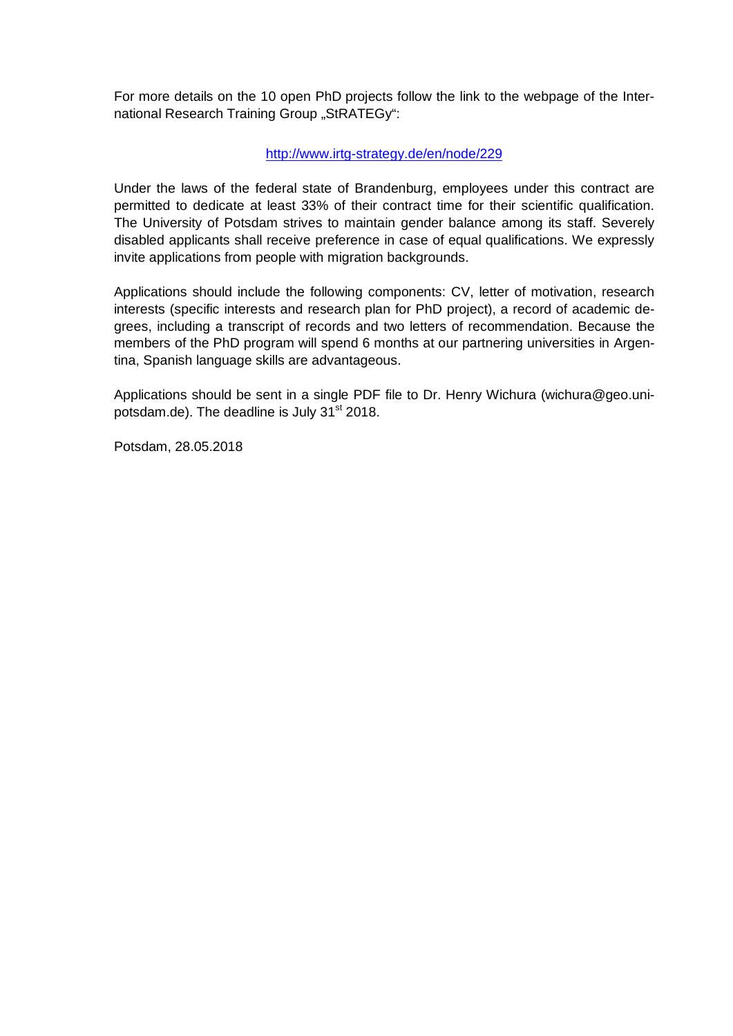For more details on the 10 open PhD projects follow the link to the webpage of the International Research Training Group „StRATEGy“:

http://www.irtg-strategy.de/en/node/229

Under the laws of the federal state of Brandenburg, employees under this contract are permitted to dedicate at least 33% of their contract time for their scientific qualification. The University of Potsdam strives to maintain gender balance among its staff. Severely disabled applicants shall receive preference in case of equal qualifications. We expressly invite applications from people with migration backgrounds.

Applications should include the following components: CV, letter of motivation, research interests (specific interests and research plan for PhD project), a record of academic degrees, including a transcript of records and two letters of recommendation. Because the members of the PhD program will spend 6 months at our partnering universities in Argentina, Spanish language skills are advantageous.

Applications should be sent in a single PDF file to Dr. Henry Wichura (wichura@geo.uni-potsdam.de). The deadline is July 31st 2018.

Potsdam, 28.05.2018